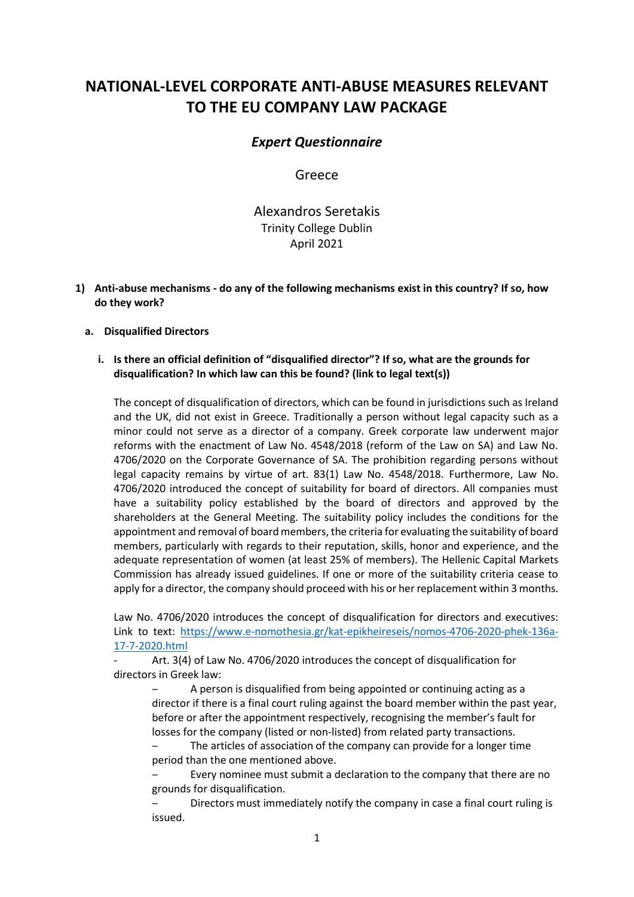# NATIONAL-LEVEL CORPORATE ANTI-ABUSE MEASURES RELEVANT TO THE EU COMPANY LAW PACKAGE

## *Expert Questionnaire*

Greece

Alexandros Seretakis
Trinity College Dublin
April 2021

**1) Anti-abuse mechanisms - do any of the following mechanisms exist in this country? If so, how do they work?**

**a. Disqualified Directors**

**i. Is there an official definition of "disqualified director"? If so, what are the grounds for disqualification? In which law can this be found? (link to legal text(s))**

The concept of disqualification of directors, which can be found in jurisdictions such as Ireland and the UK, did not exist in Greece. Traditionally a person without legal capacity such as a minor could not serve as a director of a company. Greek corporate law underwent major reforms with the enactment of Law No. 4548/2018 (reform of the Law on SA) and Law No. 4706/2020 on the Corporate Governance of SA. The prohibition regarding persons without legal capacity remains by virtue of art. 83(1) Law No. 4548/2018. Furthermore, Law No. 4706/2020 introduced the concept of suitability for board of directors. All companies must have a suitability policy established by the board of directors and approved by the shareholders at the General Meeting. The suitability policy includes the conditions for the appointment and removal of board members, the criteria for evaluating the suitability of board members, particularly with regards to their reputation, skills, honor and experience, and the adequate representation of women (at least 25% of members). The Hellenic Capital Markets Commission has already issued guidelines. If one or more of the suitability criteria cease to apply for a director, the company should proceed with his or her replacement within 3 months.

Law No. 4706/2020 introduces the concept of disqualification for directors and executives: Link to text: https://www.e-nomothesia.gr/kat-epikheireseis/nomos-4706-2020-phek-136a-17-7-2020.html

- Art. 3(4) of Law No. 4706/2020 introduces the concept of disqualification for directors in Greek law:
    - A person is disqualified from being appointed or continuing acting as a director if there is a final court ruling against the board member within the past year, before or after the appointment respectively, recognising the member's fault for losses for the company (listed or non-listed) from related party transactions.
    - The articles of association of the company can provide for a longer time period than the one mentioned above.
    - Every nominee must submit a declaration to the company that there are no grounds for disqualification.
    - Directors must immediately notify the company in case a final court ruling is issued.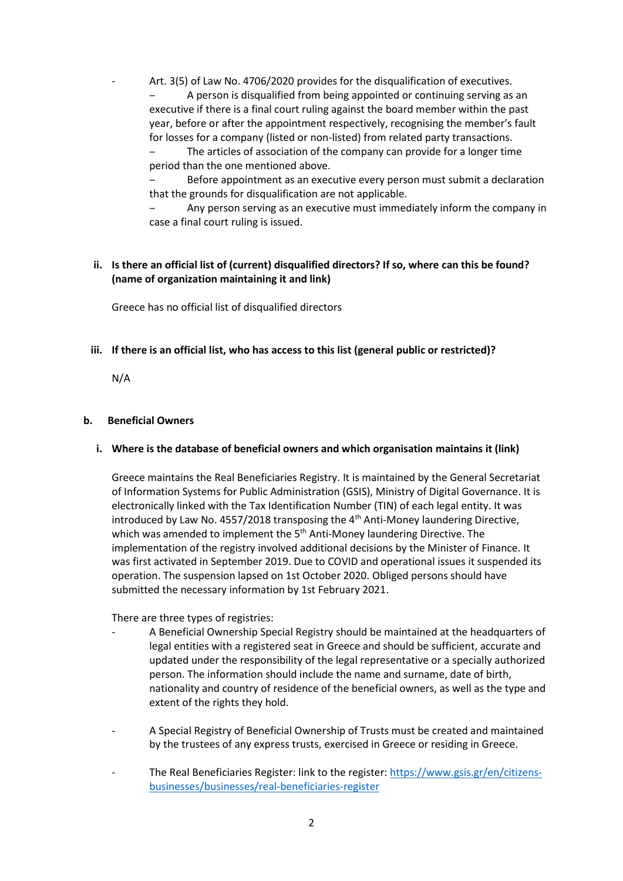- Art. 3(5) of Law No. 4706/2020 provides for the disqualification of executives.
  - A person is disqualified from being appointed or continuing serving as an executive if there is a final court ruling against the board member within the past year, before or after the appointment respectively, recognising the member's fault for losses for a company (listed or non-listed) from related party transactions.
  - The articles of association of the company can provide for a longer time period than the one mentioned above.
  - Before appointment as an executive every person must submit a declaration that the grounds for disqualification are not applicable.
  - Any person serving as an executive must immediately inform the company in case a final court ruling is issued.

**ii. Is there an official list of (current) disqualified directors? If so, where can this be found? (name of organization maintaining it and link)**

Greece has no official list of disqualified directors

**iii. If there is an official list, who has access to this list (general public or restricted)?**

N/A

**b. Beneficial Owners**

**i. Where is the database of beneficial owners and which organisation maintains it (link)**

Greece maintains the Real Beneficiaries Registry. It is maintained by the General Secretariat of Information Systems for Public Administration (GSIS), Ministry of Digital Governance. It is electronically linked with the Tax Identification Number (TIN) of each legal entity. It was introduced by Law No. 4557/2018 transposing the 4th Anti-Money laundering Directive, which was amended to implement the 5th Anti-Money laundering Directive. The implementation of the registry involved additional decisions by the Minister of Finance. It was first activated in September 2019. Due to COVID and operational issues it suspended its operation. The suspension lapsed on 1st October 2020. Obliged persons should have submitted the necessary information by 1st February 2021.

There are three types of registries:

- A Beneficial Ownership Special Registry should be maintained at the headquarters of legal entities with a registered seat in Greece and should be sufficient, accurate and updated under the responsibility of the legal representative or a specially authorized person. The information should include the name and surname, date of birth, nationality and country of residence of the beneficial owners, as well as the type and extent of the rights they hold.
- A Special Registry of Beneficial Ownership of Trusts must be created and maintained by the trustees of any express trusts, exercised in Greece or residing in Greece.
- The Real Beneficiaries Register: link to the register: [https://www.gsis.gr/en/citizens-businesses/businesses/real-beneficiaries-register](https://www.gsis.gr/en/citizens-businesses/businesses/real-beneficiaries-register)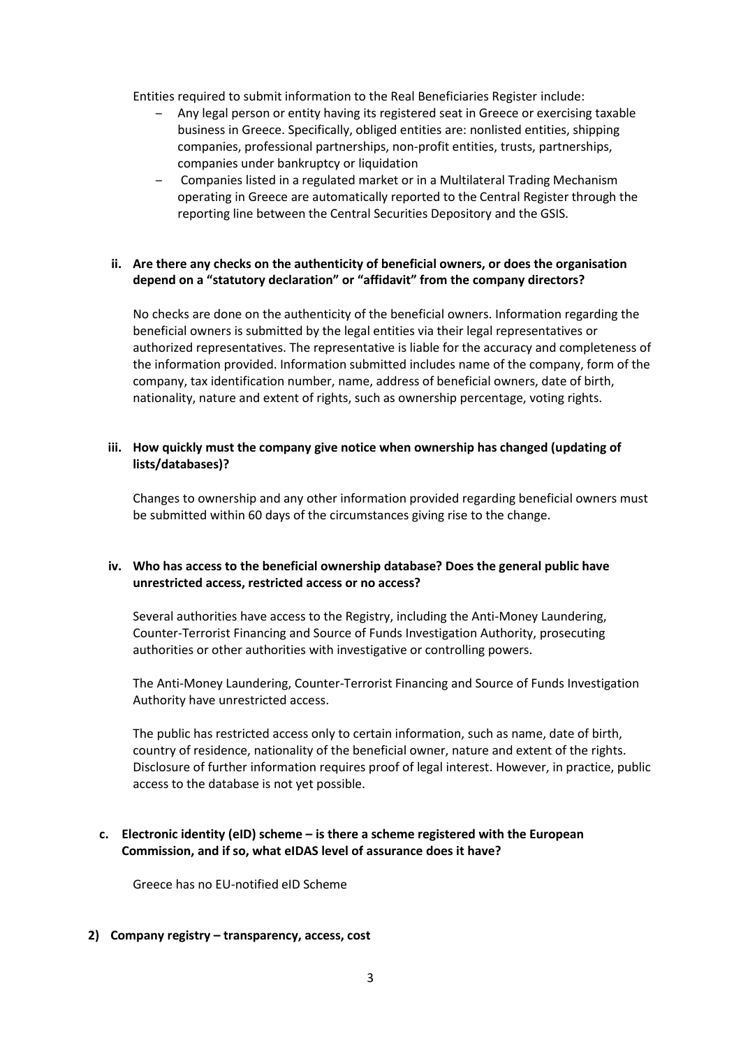Entities required to submit information to the Real Beneficiaries Register include:

- Any legal person or entity having its registered seat in Greece or exercising taxable business in Greece. Specifically, obliged entities are: nonlisted entities, shipping companies, professional partnerships, non-profit entities, trusts, partnerships, companies under bankruptcy or liquidation
- Companies listed in a regulated market or in a Multilateral Trading Mechanism operating in Greece are automatically reported to the Central Register through the reporting line between the Central Securities Depository and the GSIS.

**ii. Are there any checks on the authenticity of beneficial owners, or does the organisation depend on a "statutory declaration" or "affidavit" from the company directors?**

No checks are done on the authenticity of the beneficial owners. Information regarding the beneficial owners is submitted by the legal entities via their legal representatives or authorized representatives. The representative is liable for the accuracy and completeness of the information provided. Information submitted includes name of the company, form of the company, tax identification number, name, address of beneficial owners, date of birth, nationality, nature and extent of rights, such as ownership percentage, voting rights.

**iii. How quickly must the company give notice when ownership has changed (updating of lists/databases)?**

Changes to ownership and any other information provided regarding beneficial owners must be submitted within 60 days of the circumstances giving rise to the change.

**iv. Who has access to the beneficial ownership database? Does the general public have unrestricted access, restricted access or no access?**

Several authorities have access to the Registry, including the Anti-Money Laundering, Counter-Terrorist Financing and Source of Funds Investigation Authority, prosecuting authorities or other authorities with investigative or controlling powers.

The Anti-Money Laundering, Counter-Terrorist Financing and Source of Funds Investigation Authority have unrestricted access.

The public has restricted access only to certain information, such as name, date of birth, country of residence, nationality of the beneficial owner, nature and extent of the rights. Disclosure of further information requires proof of legal interest. However, in practice, public access to the database is not yet possible.

**c. Electronic identity (eID) scheme – is there a scheme registered with the European Commission, and if so, what eIDAS level of assurance does it have?**

Greece has no EU-notified eID Scheme

**2) Company registry – transparency, access, cost**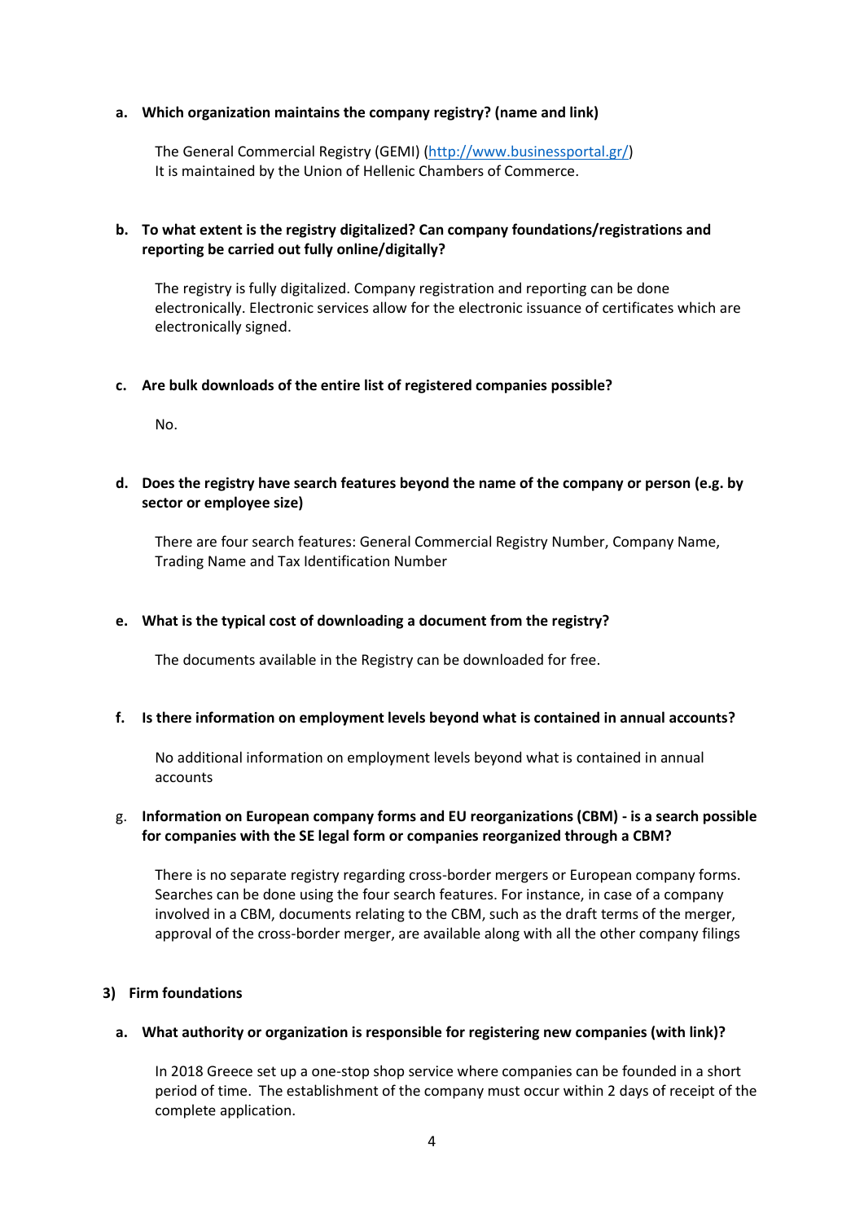**a. Which organization maintains the company registry? (name and link)**

The General Commercial Registry (GEMI) (http://www.businessportal.gr/)
It is maintained by the Union of Hellenic Chambers of Commerce.

**b. To what extent is the registry digitalized? Can company foundations/registrations and reporting be carried out fully online/digitally?**

The registry is fully digitalized. Company registration and reporting can be done electronically. Electronic services allow for the electronic issuance of certificates which are electronically signed.

**c. Are bulk downloads of the entire list of registered companies possible?**

No.

**d. Does the registry have search features beyond the name of the company or person (e.g. by sector or employee size)**

There are four search features: General Commercial Registry Number, Company Name, Trading Name and Tax Identification Number

**e. What is the typical cost of downloading a document from the registry?**

The documents available in the Registry can be downloaded for free.

**f. Is there information on employment levels beyond what is contained in annual accounts?**

No additional information on employment levels beyond what is contained in annual accounts

g. **Information on European company forms and EU reorganizations (CBM) - is a search possible for companies with the SE legal form or companies reorganized through a CBM?**

There is no separate registry regarding cross-border mergers or European company forms. Searches can be done using the four search features. For instance, in case of a company involved in a CBM, documents relating to the CBM, such as the draft terms of the merger, approval of the cross-border merger, are available along with all the other company filings

## 3) Firm foundations

**a. What authority or organization is responsible for registering new companies (with link)?**

In 2018 Greece set up a one-stop shop service where companies can be founded in a short period of time. The establishment of the company must occur within 2 days of receipt of the complete application.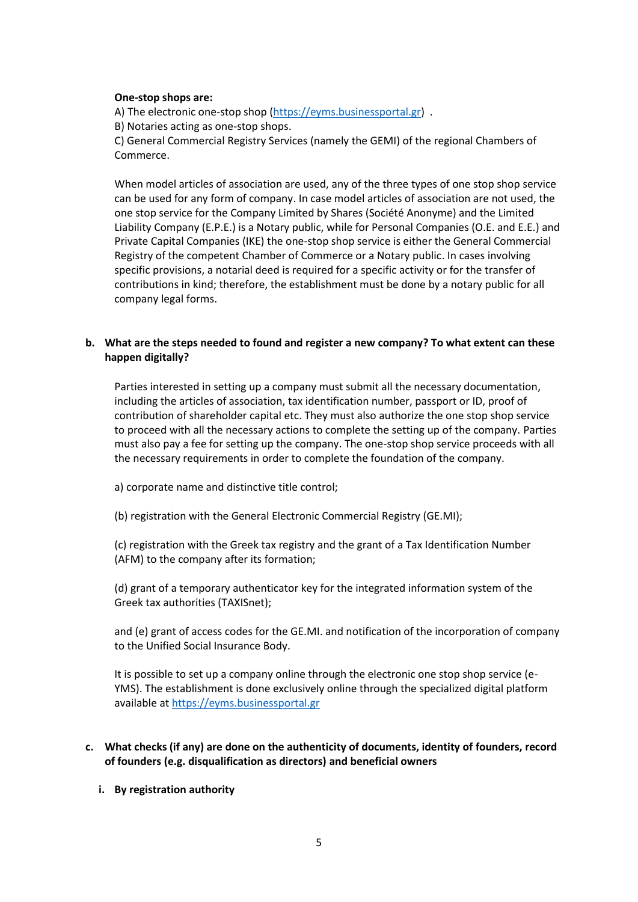**One-stop shops are:**

A) The electronic one-stop shop (https://eyms.businessportal.gr) .

B) Notaries acting as one-stop shops.

C) General Commercial Registry Services (namely the GEMI) of the regional Chambers of Commerce.

When model articles of association are used, any of the three types of one stop shop service can be used for any form of company. In case model articles of association are not used, the one stop service for the Company Limited by Shares (Société Anonyme) and the Limited Liability Company (E.P.E.) is a Notary public, while for Personal Companies (O.E. and E.E.) and Private Capital Companies (IKE) the one-stop shop service is either the General Commercial Registry of the competent Chamber of Commerce or a Notary public. In cases involving specific provisions, a notarial deed is required for a specific activity or for the transfer of contributions in kind; therefore, the establishment must be done by a notary public for all company legal forms.

**b. What are the steps needed to found and register a new company? To what extent can these happen digitally?**

Parties interested in setting up a company must submit all the necessary documentation, including the articles of association, tax identification number, passport or ID, proof of contribution of shareholder capital etc. They must also authorize the one stop shop service to proceed with all the necessary actions to complete the setting up of the company. Parties must also pay a fee for setting up the company. The one-stop shop service proceeds with all the necessary requirements in order to complete the foundation of the company.

a) corporate name and distinctive title control;

(b) registration with the General Electronic Commercial Registry (GE.MI);

(c) registration with the Greek tax registry and the grant of a Tax Identification Number (AFM) to the company after its formation;

(d) grant of a temporary authenticator key for the integrated information system of the Greek tax authorities (TAXISnet);

and (e) grant of access codes for the GE.MI. and notification of the incorporation of company to the Unified Social Insurance Body.

It is possible to set up a company online through the electronic one stop shop service (e-YMS). The establishment is done exclusively online through the specialized digital platform available at https://eyms.businessportal.gr

**c. What checks (if any) are done on the authenticity of documents, identity of founders, record of founders (e.g. disqualification as directors) and beneficial owners**

**i. By registration authority**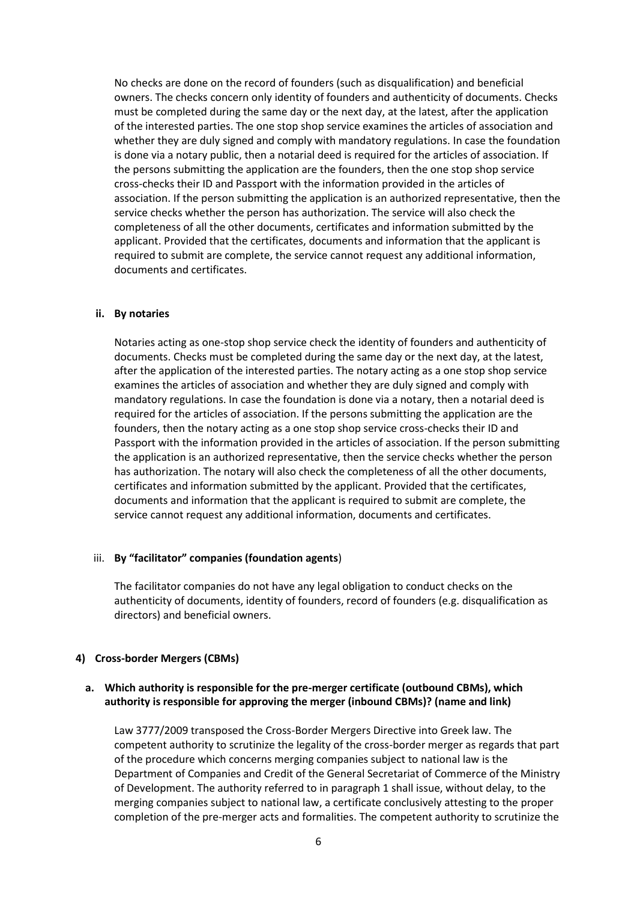No checks are done on the record of founders (such as disqualification) and beneficial owners. The checks concern only identity of founders and authenticity of documents. Checks must be completed during the same day or the next day, at the latest, after the application of the interested parties. The one stop shop service examines the articles of association and whether they are duly signed and comply with mandatory regulations. In case the foundation is done via a notary public, then a notarial deed is required for the articles of association. If the persons submitting the application are the founders, then the one stop shop service cross-checks their ID and Passport with the information provided in the articles of association. If the person submitting the application is an authorized representative, then the service checks whether the person has authorization. The service will also check the completeness of all the other documents, certificates and information submitted by the applicant. Provided that the certificates, documents and information that the applicant is required to submit are complete, the service cannot request any additional information, documents and certificates.

#### ii. By notaries

Notaries acting as one-stop shop service check the identity of founders and authenticity of documents. Checks must be completed during the same day or the next day, at the latest, after the application of the interested parties. The notary acting as a one stop shop service examines the articles of association and whether they are duly signed and comply with mandatory regulations. In case the foundation is done via a notary, then a notarial deed is required for the articles of association. If the persons submitting the application are the founders, then the notary acting as a one stop shop service cross-checks their ID and Passport with the information provided in the articles of association. If the person submitting the application is an authorized representative, then the service checks whether the person has authorization. The notary will also check the completeness of all the other documents, certificates and information submitted by the applicant. Provided that the certificates, documents and information that the applicant is required to submit are complete, the service cannot request any additional information, documents and certificates.

#### iii. By "facilitator" companies (foundation agents)

The facilitator companies do not have any legal obligation to conduct checks on the authenticity of documents, identity of founders, record of founders (e.g. disqualification as directors) and beneficial owners.

### 4) Cross-border Mergers (CBMs)

#### a. Which authority is responsible for the pre-merger certificate (outbound CBMs), which authority is responsible for approving the merger (inbound CBMs)? (name and link)

Law 3777/2009 transposed the Cross-Border Mergers Directive into Greek law. The competent authority to scrutinize the legality of the cross-border merger as regards that part of the procedure which concerns merging companies subject to national law is the Department of Companies and Credit of the General Secretariat of Commerce of the Ministry of Development. The authority referred to in paragraph 1 shall issue, without delay, to the merging companies subject to national law, a certificate conclusively attesting to the proper completion of the pre-merger acts and formalities. The competent authority to scrutinize the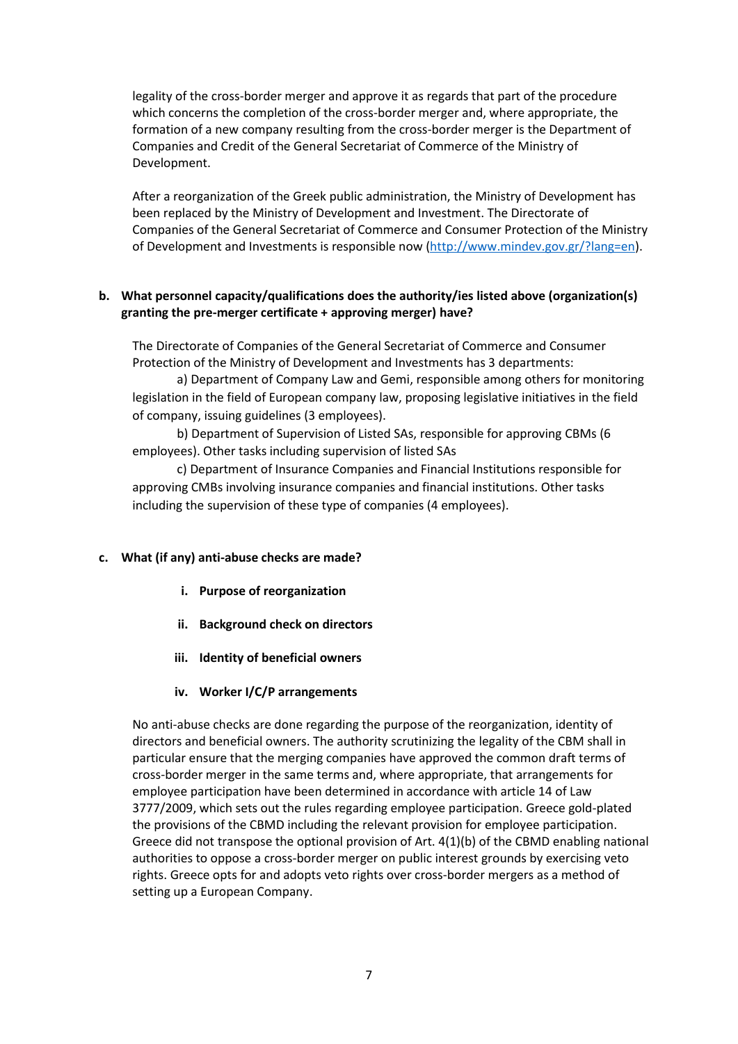legality of the cross-border merger and approve it as regards that part of the procedure which concerns the completion of the cross-border merger and, where appropriate, the formation of a new company resulting from the cross-border merger is the Department of Companies and Credit of the General Secretariat of Commerce of the Ministry of Development.

After a reorganization of the Greek public administration, the Ministry of Development has been replaced by the Ministry of Development and Investment. The Directorate of Companies of the General Secretariat of Commerce and Consumer Protection of the Ministry of Development and Investments is responsible now (http://www.mindev.gov.gr/?lang=en).

**b. What personnel capacity/qualifications does the authority/ies listed above (organization(s) granting the pre-merger certificate + approving merger) have?**

The Directorate of Companies of the General Secretariat of Commerce and Consumer Protection of the Ministry of Development and Investments has 3 departments:

a) Department of Company Law and Gemi, responsible among others for monitoring legislation in the field of European company law, proposing legislative initiatives in the field of company, issuing guidelines (3 employees).

b) Department of Supervision of Listed SAs, responsible for approving CBMs (6 employees). Other tasks including supervision of listed SAs

c) Department of Insurance Companies and Financial Institutions responsible for approving CMBs involving insurance companies and financial institutions. Other tasks including the supervision of these type of companies (4 employees).

**c. What (if any) anti-abuse checks are made?**

- **i. Purpose of reorganization**
- **ii. Background check on directors**
- **iii. Identity of beneficial owners**
- **iv. Worker I/C/P arrangements**

No anti-abuse checks are done regarding the purpose of the reorganization, identity of directors and beneficial owners. The authority scrutinizing the legality of the CBM shall in particular ensure that the merging companies have approved the common draft terms of cross-border merger in the same terms and, where appropriate, that arrangements for employee participation have been determined in accordance with article 14 of Law 3777/2009, which sets out the rules regarding employee participation. Greece gold-plated the provisions of the CBMD including the relevant provision for employee participation. Greece did not transpose the optional provision of Art. 4(1)(b) of the CBMD enabling national authorities to oppose a cross-border merger on public interest grounds by exercising veto rights. Greece opts for and adopts veto rights over cross-border mergers as a method of setting up a European Company.